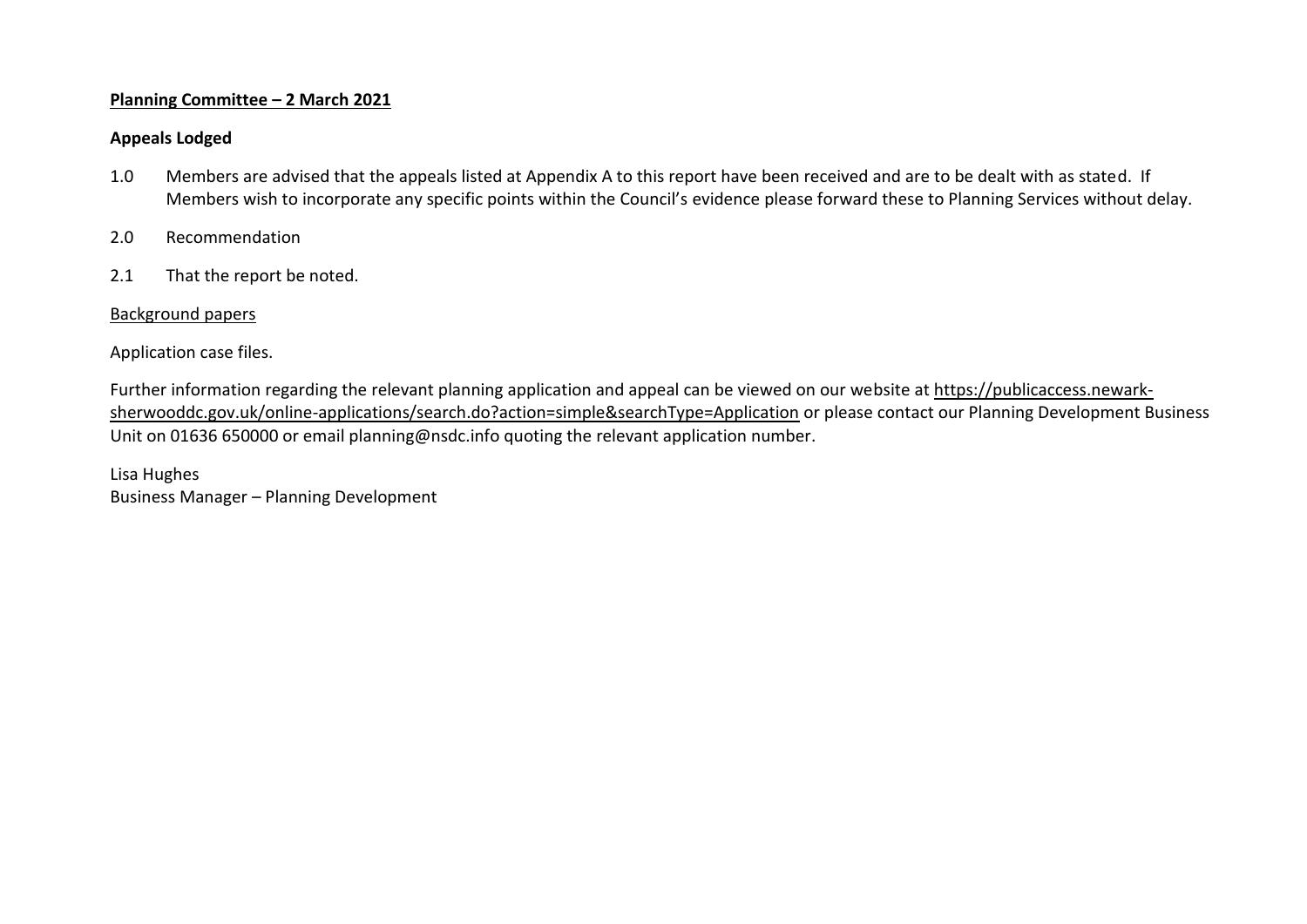**Planning Committee – 2 March 2021**

**Appeals Lodged**

1.0 Members are advised that the appeals listed at Appendix A to this report have been received and are to be dealt with as stated. If Members wish to incorporate any specific points within the Council's evidence please forward these to Planning Services without delay.

2.0 Recommendation

2.1 That the report be noted.

Background papers

Application case files.

Further information regarding the relevant planning application and appeal can be viewed on our website at https://publicaccess.newark-sherwooddc.gov.uk/online-applications/search.do?action=simple&searchType=Application or please contact our Planning Development Business Unit on 01636 650000 or email planning@nsdc.info quoting the relevant application number.

Lisa Hughes
Business Manager – Planning Development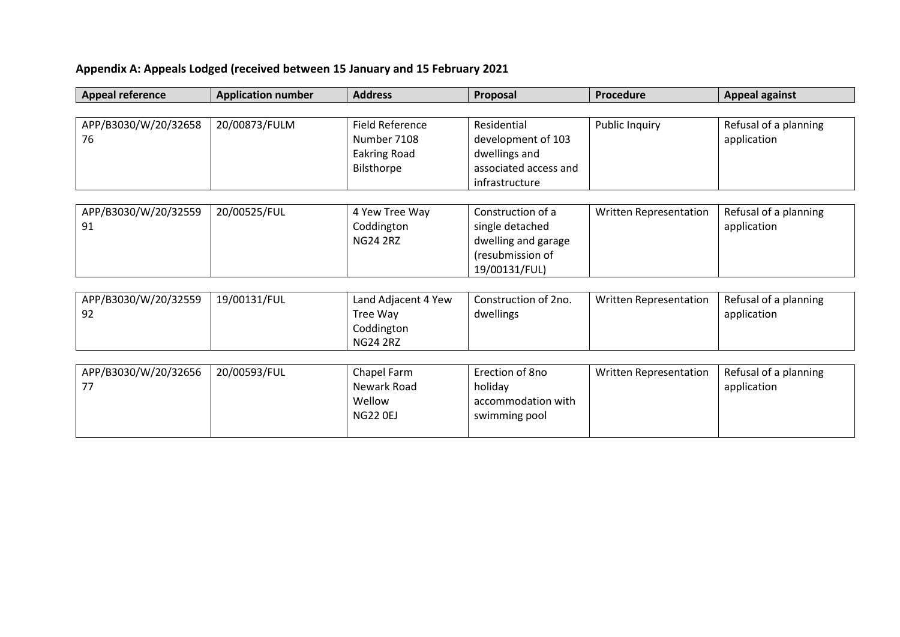## Appendix A: Appeals Lodged (received between 15 January and 15 February 2021

| Appeal reference | Application number | Address | Proposal | Procedure | Appeal against |
|---|---|---|---|---|---|
| APP/B3030/W/20/3265876 | 20/00873/FULM | Field Reference Number 7108 Eakring Road Bilsthorpe | Residential development of 103 dwellings and associated access and infrastructure | Public Inquiry | Refusal of a planning application |
| APP/B3030/W/20/3255991 | 20/00525/FUL | 4 Yew Tree Way Coddington NG24 2RZ | Construction of a single detached dwelling and garage (resubmission of 19/00131/FUL) | Written Representation | Refusal of a planning application |
| APP/B3030/W/20/3255992 | 19/00131/FUL | Land Adjacent 4 Yew Tree Way Coddington NG24 2RZ | Construction of 2no. dwellings | Written Representation | Refusal of a planning application |
| APP/B3030/W/20/3265677 | 20/00593/FUL | Chapel Farm Newark Road Wellow NG22 0EJ | Erection of 8no holiday accommodation with swimming pool | Written Representation | Refusal of a planning application |